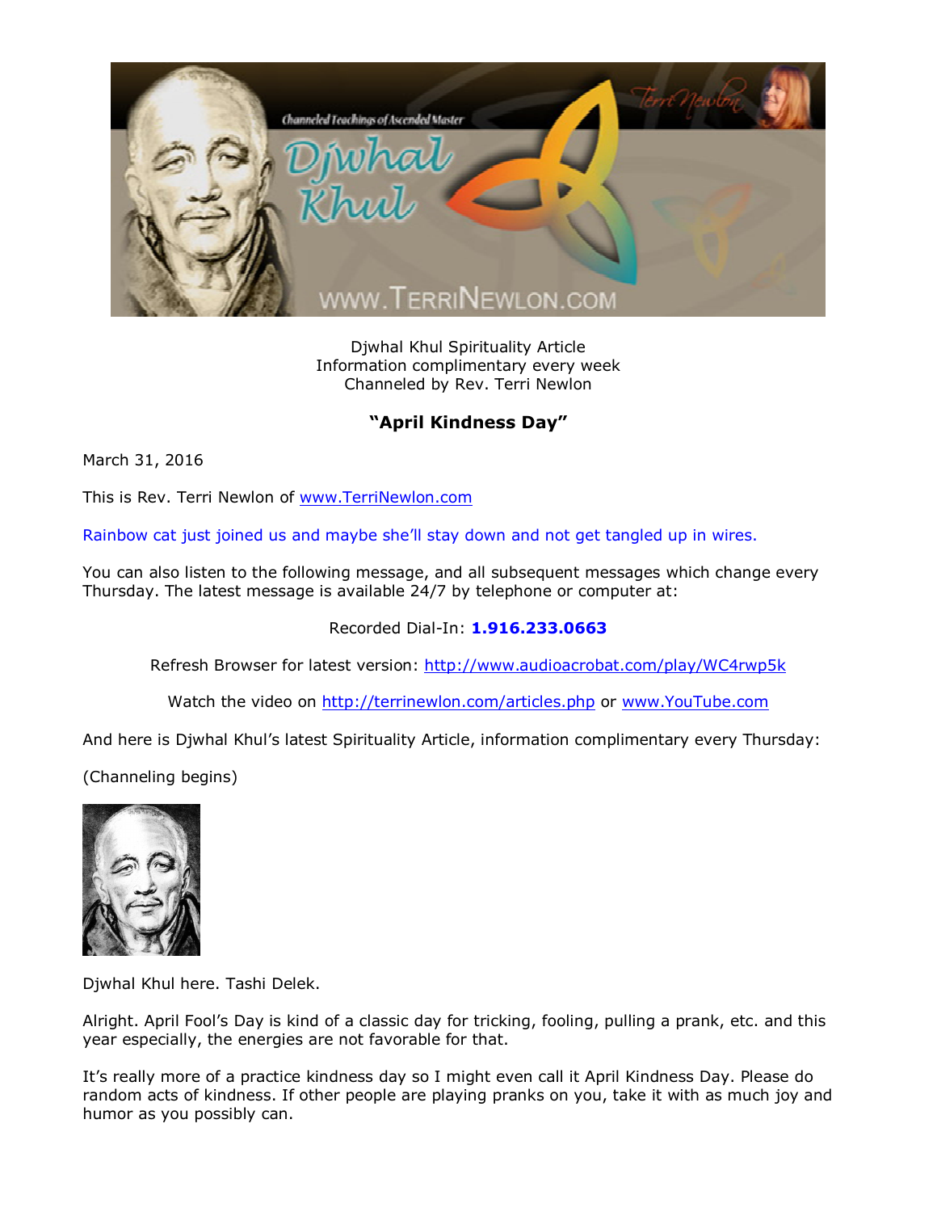Djwhal Khul Spirituality Article
Information complimentary every week
Channeled by Rev. Terri Newlon

## "April Kindness Day"

March 31, 2016

This is Rev. Terri Newlon of www.TerriNewlon.com

Rainbow cat just joined us and maybe she'll stay down and not get tangled up in wires.

You can also listen to the following message, and all subsequent messages which change every Thursday. The latest message is available 24/7 by telephone or computer at:

Recorded Dial-In: **1.916.233.0663**

Refresh Browser for latest version: http://www.audioacrobat.com/play/WC4rwp5k

Watch the video on http://terrinewlon.com/articles.php or www.YouTube.com

And here is Djwhal Khul's latest Spirituality Article, information complimentary every Thursday:

(Channeling begins)

Djwhal Khul here. Tashi Delek.

Alright. April Fool's Day is kind of a classic day for tricking, fooling, pulling a prank, etc. and this year especially, the energies are not favorable for that.

It's really more of a practice kindness day so I might even call it April Kindness Day. Please do random acts of kindness. If other people are playing pranks on you, take it with as much joy and humor as you possibly can.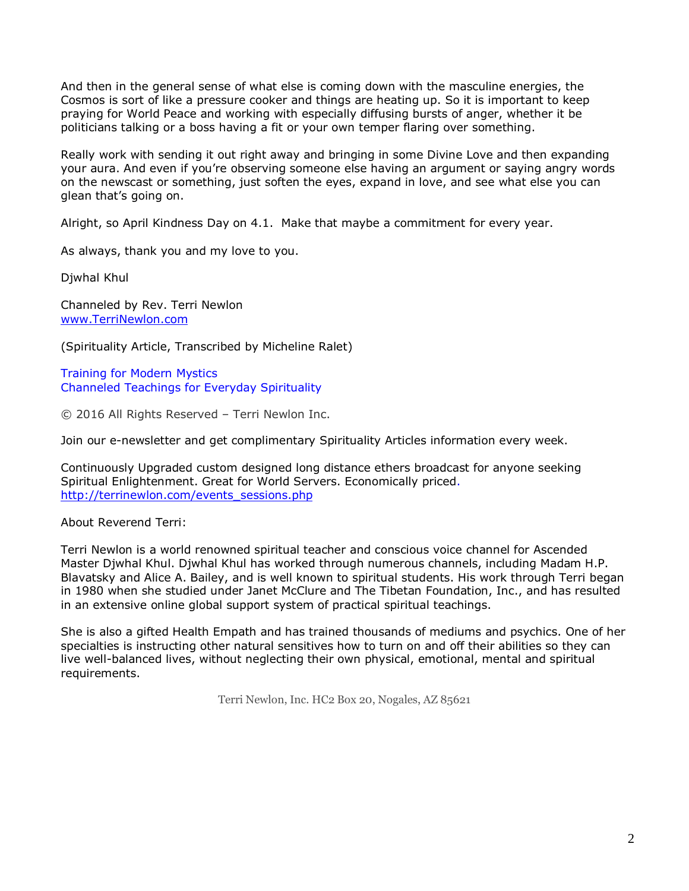And then in the general sense of what else is coming down with the masculine energies, the Cosmos is sort of like a pressure cooker and things are heating up. So it is important to keep praying for World Peace and working with especially diffusing bursts of anger, whether it be politicians talking or a boss having a fit or your own temper flaring over something.

Really work with sending it out right away and bringing in some Divine Love and then expanding your aura. And even if you're observing someone else having an argument or saying angry words on the newscast or something, just soften the eyes, expand in love, and see what else you can glean that's going on.

Alright, so April Kindness Day on 4.1. Make that maybe a commitment for every year.

As always, thank you and my love to you.

Djwhal Khul

Channeled by Rev. Terri Newlon
[www.TerriNewlon.com](http://www.TerriNewlon.com)

(Spirituality Article, Transcribed by Micheline Ralet)

Training for Modern Mystics
Channeled Teachings for Everyday Spirituality

© 2016 All Rights Reserved – Terri Newlon Inc.

Join our e-newsletter and get complimentary Spirituality Articles information every week.

Continuously Upgraded custom designed long distance ethers broadcast for anyone seeking Spiritual Enlightenment. Great for World Servers. Economically priced.
[http://terrinewlon.com/events_sessions.php](http://terrinewlon.com/events_sessions.php)

About Reverend Terri:

Terri Newlon is a world renowned spiritual teacher and conscious voice channel for Ascended Master Djwhal Khul. Djwhal Khul has worked through numerous channels, including Madam H.P. Blavatsky and Alice A. Bailey, and is well known to spiritual students. His work through Terri began in 1980 when she studied under Janet McClure and The Tibetan Foundation, Inc., and has resulted in an extensive online global support system of practical spiritual teachings.

She is also a gifted Health Empath and has trained thousands of mediums and psychics. One of her specialties is instructing other natural sensitives how to turn on and off their abilities so they can live well-balanced lives, without neglecting their own physical, emotional, mental and spiritual requirements.

Terri Newlon, Inc. HC2 Box 20, Nogales, AZ 85621